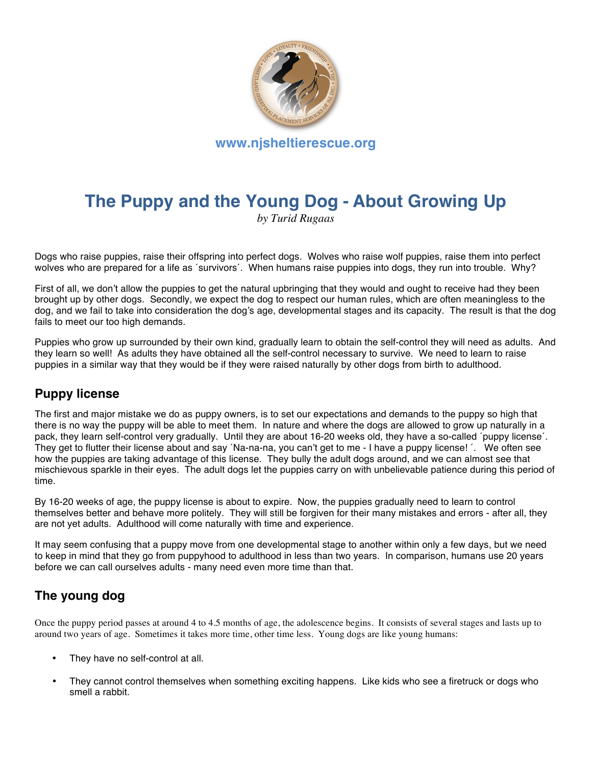www.njsheltierescue.org

# The Puppy and the Young Dog - About Growing Up

*by Turid Rugaas*

Dogs who raise puppies, raise their offspring into perfect dogs. Wolves who raise wolf puppies, raise them into perfect wolves who are prepared for a life as ´survivors´. When humans raise puppies into dogs, they run into trouble. Why?

First of all, we don't allow the puppies to get the natural upbringing that they would and ought to receive had they been brought up by other dogs. Secondly, we expect the dog to respect our human rules, which are often meaningless to the dog, and we fail to take into consideration the dog's age, developmental stages and its capacity. The result is that the dog fails to meet our too high demands.

Puppies who grow up surrounded by their own kind, gradually learn to obtain the self-control they will need as adults. And they learn so well! As adults they have obtained all the self-control necessary to survive. We need to learn to raise puppies in a similar way that they would be if they were raised naturally by other dogs from birth to adulthood.

## Puppy license

The first and major mistake we do as puppy owners, is to set our expectations and demands to the puppy so high that there is no way the puppy will be able to meet them. In nature and where the dogs are allowed to grow up naturally in a pack, they learn self-control very gradually. Until they are about 16-20 weeks old, they have a so-called ´puppy license´. They get to flutter their license about and say ´Na-na-na, you can't get to me - I have a puppy license! ´. We often see how the puppies are taking advantage of this license. They bully the adult dogs around, and we can almost see that mischievous sparkle in their eyes. The adult dogs let the puppies carry on with unbelievable patience during this period of time.

By 16-20 weeks of age, the puppy license is about to expire. Now, the puppies gradually need to learn to control themselves better and behave more politely. They will still be forgiven for their many mistakes and errors - after all, they are not yet adults. Adulthood will come naturally with time and experience.

It may seem confusing that a puppy move from one developmental stage to another within only a few days, but we need to keep in mind that they go from puppyhood to adulthood in less than two years. In comparison, humans use 20 years before we can call ourselves adults - many need even more time than that.

## The young dog

Once the puppy period passes at around 4 to 4.5 months of age, the adolescence begins. It consists of several stages and lasts up to around two years of age. Sometimes it takes more time, other time less. Young dogs are like young humans:

- They have no self-control at all.
- They cannot control themselves when something exciting happens. Like kids who see a firetruck or dogs who smell a rabbit.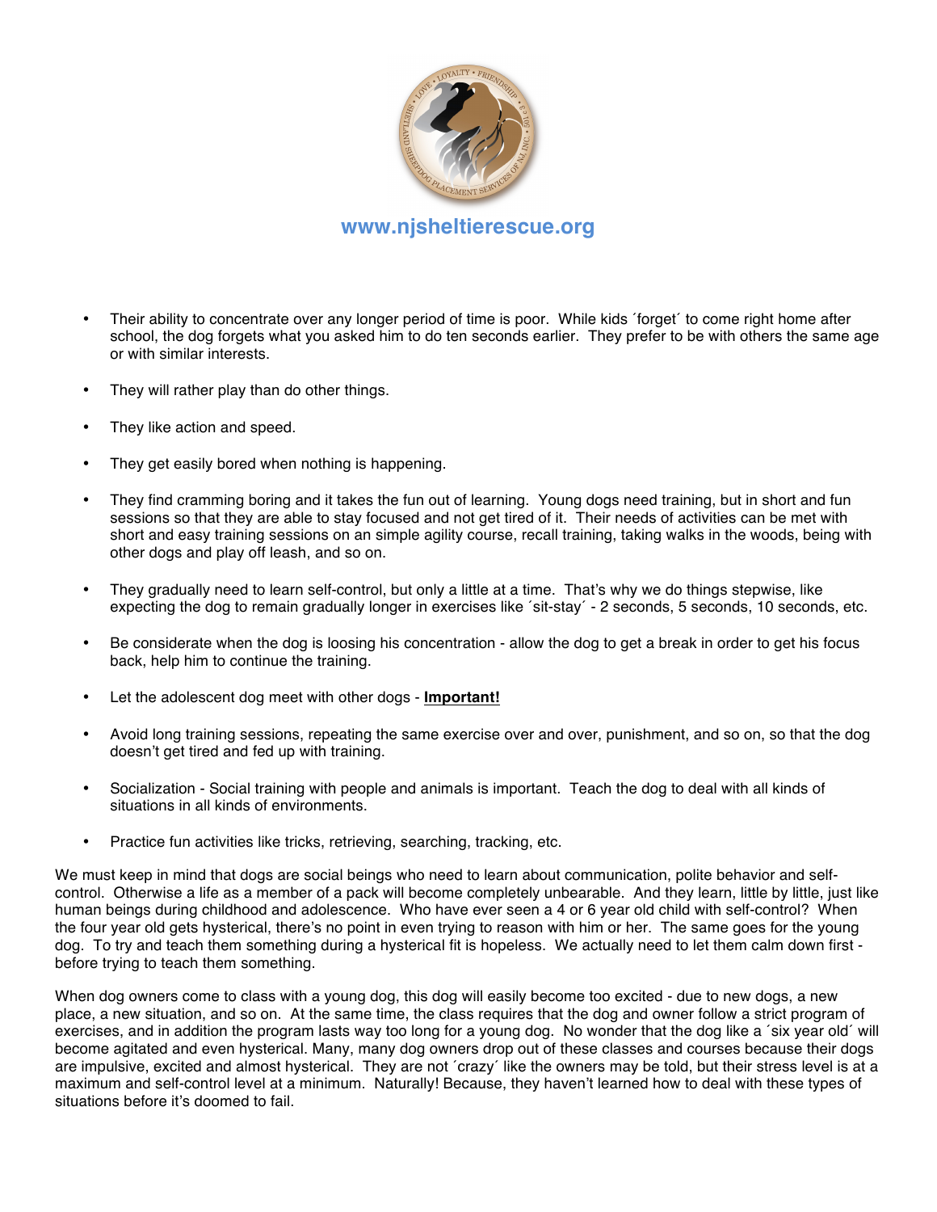www.njsheltierescue.org

- Their ability to concentrate over any longer period of time is poor. While kids ´forget´ to come right home after school, the dog forgets what you asked him to do ten seconds earlier. They prefer to be with others the same age or with similar interests.
- They will rather play than do other things.
- They like action and speed.
- They get easily bored when nothing is happening.
- They find cramming boring and it takes the fun out of learning. Young dogs need training, but in short and fun sessions so that they are able to stay focused and not get tired of it. Their needs of activities can be met with short and easy training sessions on an simple agility course, recall training, taking walks in the woods, being with other dogs and play off leash, and so on.
- They gradually need to learn self-control, but only a little at a time. That's why we do things stepwise, like expecting the dog to remain gradually longer in exercises like ´sit-stay´ - 2 seconds, 5 seconds, 10 seconds, etc.
- Be considerate when the dog is loosing his concentration - allow the dog to get a break in order to get his focus back, help him to continue the training.
- Let the adolescent dog meet with other dogs - **Important!**
- Avoid long training sessions, repeating the same exercise over and over, punishment, and so on, so that the dog doesn't get tired and fed up with training.
- Socialization - Social training with people and animals is important. Teach the dog to deal with all kinds of situations in all kinds of environments.
- Practice fun activities like tricks, retrieving, searching, tracking, etc.

We must keep in mind that dogs are social beings who need to learn about communication, polite behavior and self-control. Otherwise a life as a member of a pack will become completely unbearable. And they learn, little by little, just like human beings during childhood and adolescence. Who have ever seen a 4 or 6 year old child with self-control? When the four year old gets hysterical, there's no point in even trying to reason with him or her. The same goes for the young dog. To try and teach them something during a hysterical fit is hopeless. We actually need to let them calm down first - before trying to teach them something.

When dog owners come to class with a young dog, this dog will easily become too excited - due to new dogs, a new place, a new situation, and so on. At the same time, the class requires that the dog and owner follow a strict program of exercises, and in addition the program lasts way too long for a young dog. No wonder that the dog like a ´six year old´ will become agitated and even hysterical. Many, many dog owners drop out of these classes and courses because their dogs are impulsive, excited and almost hysterical. They are not ´crazy´ like the owners may be told, but their stress level is at a maximum and self-control level at a minimum. Naturally! Because, they haven't learned how to deal with these types of situations before it's doomed to fail.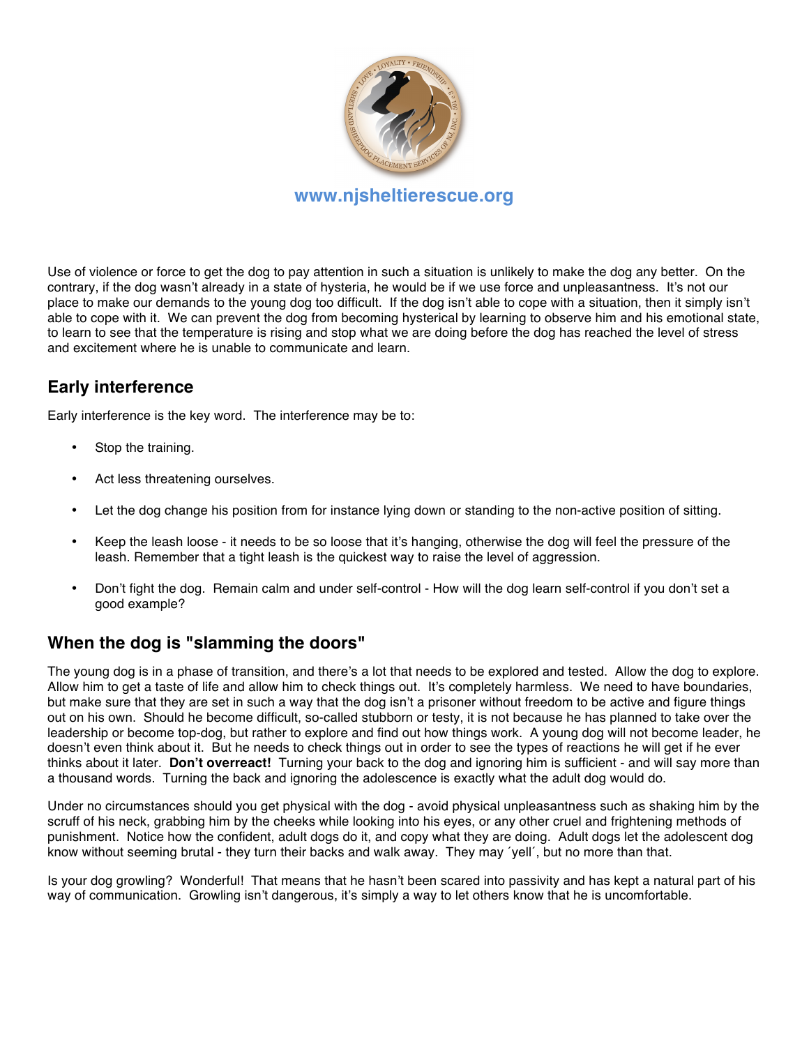www.njsheltierescue.org

Use of violence or force to get the dog to pay attention in such a situation is unlikely to make the dog any better. On the contrary, if the dog wasn't already in a state of hysteria, he would be if we use force and unpleasantness. It's not our place to make our demands to the young dog too difficult. If the dog isn't able to cope with a situation, then it simply isn't able to cope with it. We can prevent the dog from becoming hysterical by learning to observe him and his emotional state, to learn to see that the temperature is rising and stop what we are doing before the dog has reached the level of stress and excitement where he is unable to communicate and learn.

## Early interference

Early interference is the key word. The interference may be to:

- Stop the training.
- Act less threatening ourselves.
- Let the dog change his position from for instance lying down or standing to the non-active position of sitting.
- Keep the leash loose - it needs to be so loose that it's hanging, otherwise the dog will feel the pressure of the leash. Remember that a tight leash is the quickest way to raise the level of aggression.
- Don't fight the dog. Remain calm and under self-control - How will the dog learn self-control if you don't set a good example?

## When the dog is "slamming the doors"

The young dog is in a phase of transition, and there's a lot that needs to be explored and tested. Allow the dog to explore. Allow him to get a taste of life and allow him to check things out. It's completely harmless. We need to have boundaries, but make sure that they are set in such a way that the dog isn't a prisoner without freedom to be active and figure things out on his own. Should he become difficult, so-called stubborn or testy, it is not because he has planned to take over the leadership or become top-dog, but rather to explore and find out how things work. A young dog will not become leader, he doesn't even think about it. But he needs to check things out in order to see the types of reactions he will get if he ever thinks about it later. **Don't overreact!** Turning your back to the dog and ignoring him is sufficient - and will say more than a thousand words. Turning the back and ignoring the adolescence is exactly what the adult dog would do.

Under no circumstances should you get physical with the dog - avoid physical unpleasantness such as shaking him by the scruff of his neck, grabbing him by the cheeks while looking into his eyes, or any other cruel and frightening methods of punishment. Notice how the confident, adult dogs do it, and copy what they are doing. Adult dogs let the adolescent dog know without seeming brutal - they turn their backs and walk away. They may ´yell´, but no more than that.

Is your dog growling? Wonderful! That means that he hasn't been scared into passivity and has kept a natural part of his way of communication. Growling isn't dangerous, it's simply a way to let others know that he is uncomfortable.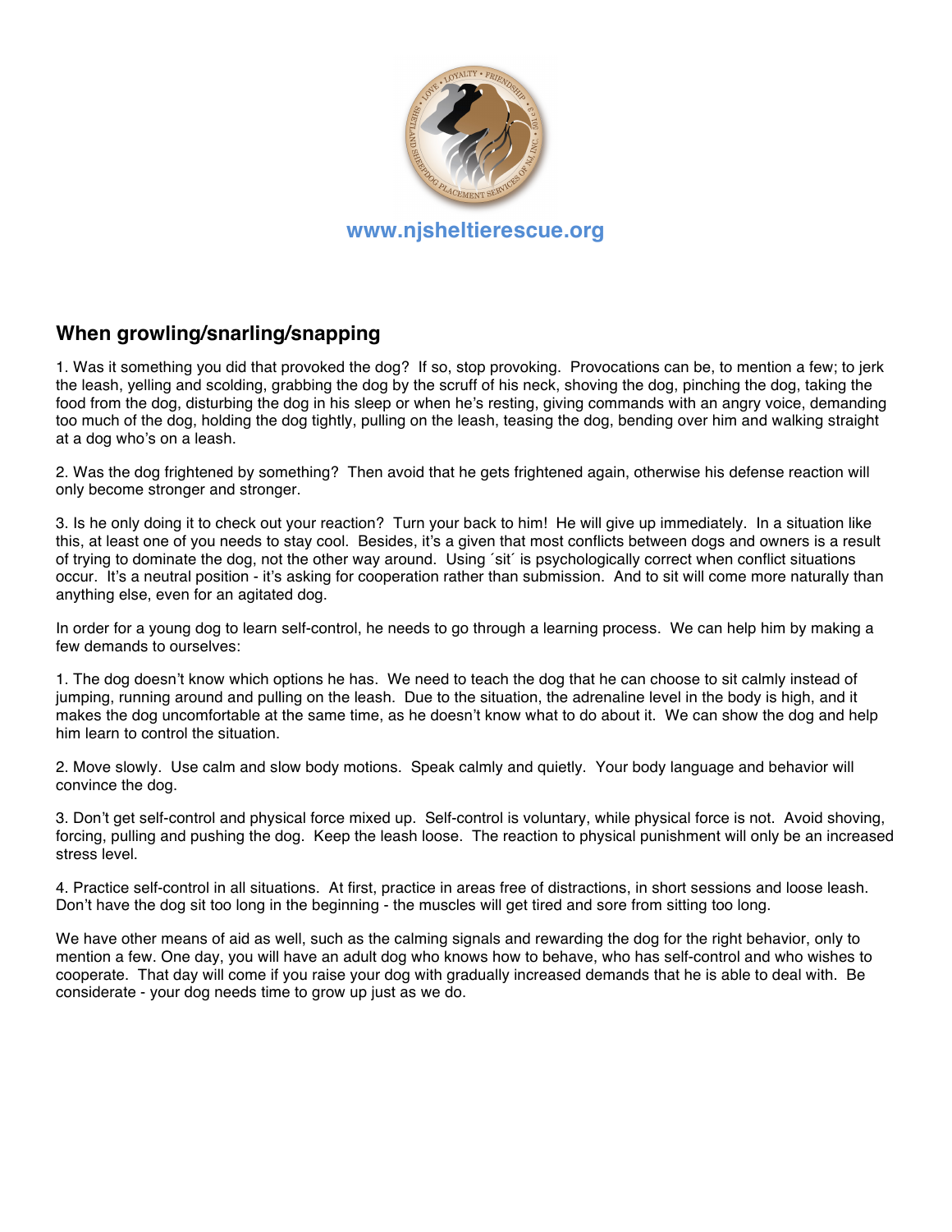www.njshelterescue.org

## When growling/snarling/snapping

1. Was it something you did that provoked the dog? If so, stop provoking. Provocations can be, to mention a few; to jerk the leash, yelling and scolding, grabbing the dog by the scruff of his neck, shoving the dog, pinching the dog, taking the food from the dog, disturbing the dog in his sleep or when he's resting, giving commands with an angry voice, demanding too much of the dog, holding the dog tightly, pulling on the leash, teasing the dog, bending over him and walking straight at a dog who's on a leash.

2. Was the dog frightened by something? Then avoid that he gets frightened again, otherwise his defense reaction will only become stronger and stronger.

3. Is he only doing it to check out your reaction? Turn your back to him! He will give up immediately. In a situation like this, at least one of you needs to stay cool. Besides, it's a given that most conflicts between dogs and owners is a result of trying to dominate the dog, not the other way around. Using ´sit´ is psychologically correct when conflict situations occur. It's a neutral position - it's asking for cooperation rather than submission. And to sit will come more naturally than anything else, even for an agitated dog.

In order for a young dog to learn self-control, he needs to go through a learning process. We can help him by making a few demands to ourselves:

1. The dog doesn't know which options he has. We need to teach the dog that he can choose to sit calmly instead of jumping, running around and pulling on the leash. Due to the situation, the adrenaline level in the body is high, and it makes the dog uncomfortable at the same time, as he doesn't know what to do about it. We can show the dog and help him learn to control the situation.

2. Move slowly. Use calm and slow body motions. Speak calmly and quietly. Your body language and behavior will convince the dog.

3. Don't get self-control and physical force mixed up. Self-control is voluntary, while physical force is not. Avoid shoving, forcing, pulling and pushing the dog. Keep the leash loose. The reaction to physical punishment will only be an increased stress level.

4. Practice self-control in all situations. At first, practice in areas free of distractions, in short sessions and loose leash. Don't have the dog sit too long in the beginning - the muscles will get tired and sore from sitting too long.

We have other means of aid as well, such as the calming signals and rewarding the dog for the right behavior, only to mention a few. One day, you will have an adult dog who knows how to behave, who has self-control and who wishes to cooperate. That day will come if you raise your dog with gradually increased demands that he is able to deal with. Be considerate - your dog needs time to grow up just as we do.